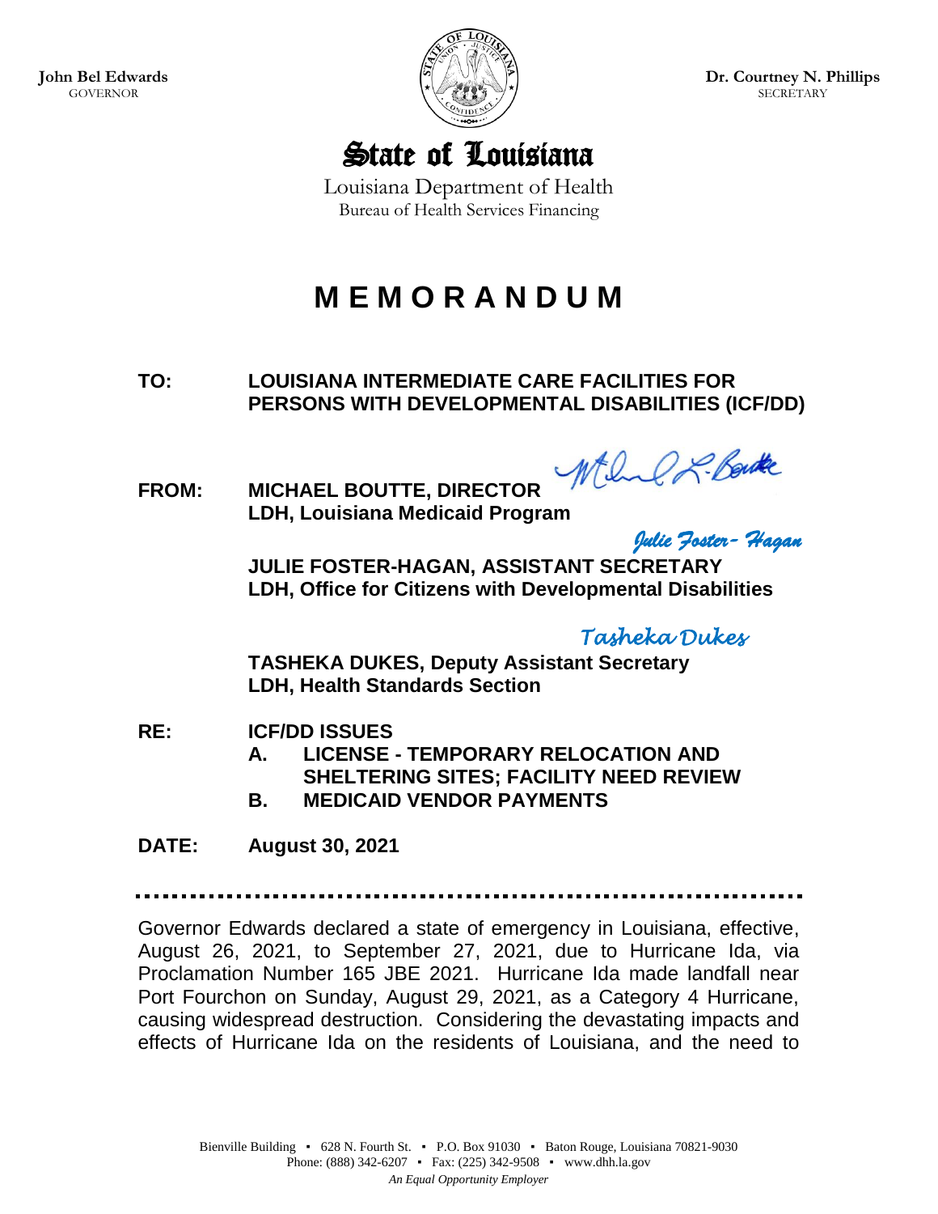**John Bel Edwards**
GOVERNOR

**Dr. Courtney N. Phillips**
SECRETARY

# State of Louisiana

Louisiana Department of Health
Bureau of Health Services Financing

# M E M O R A N D U M

**TO:** **LOUISIANA INTERMEDIATE CARE FACILITIES FOR PERSONS WITH DEVELOPMENTAL DISABILITIES (ICF/DD)**

**FROM:** **MICHAEL BOUTTE, DIRECTOR**
**LDH, Louisiana Medicaid Program**

*Julie Foster- Hagan*
**JULIE FOSTER-HAGAN, ASSISTANT SECRETARY**
**LDH, Office for Citizens with Developmental Disabilities**

*Tasheka Dukes*
**TASHEKA DUKES, Deputy Assistant Secretary**
**LDH, Health Standards Section**

**RE:** **ICF/DD ISSUES**
**A. LICENSE - TEMPORARY RELOCATION AND SHELTERING SITES; FACILITY NEED REVIEW**
**B. MEDICAID VENDOR PAYMENTS**

**DATE:** **August 30, 2021**

---

Governor Edwards declared a state of emergency in Louisiana, effective, August 26, 2021, to September 27, 2021, due to Hurricane Ida, via Proclamation Number 165 JBE 2021. Hurricane Ida made landfall near Port Fourchon on Sunday, August 29, 2021, as a Category 4 Hurricane, causing widespread destruction. Considering the devastating impacts and effects of Hurricane Ida on the residents of Louisiana, and the need to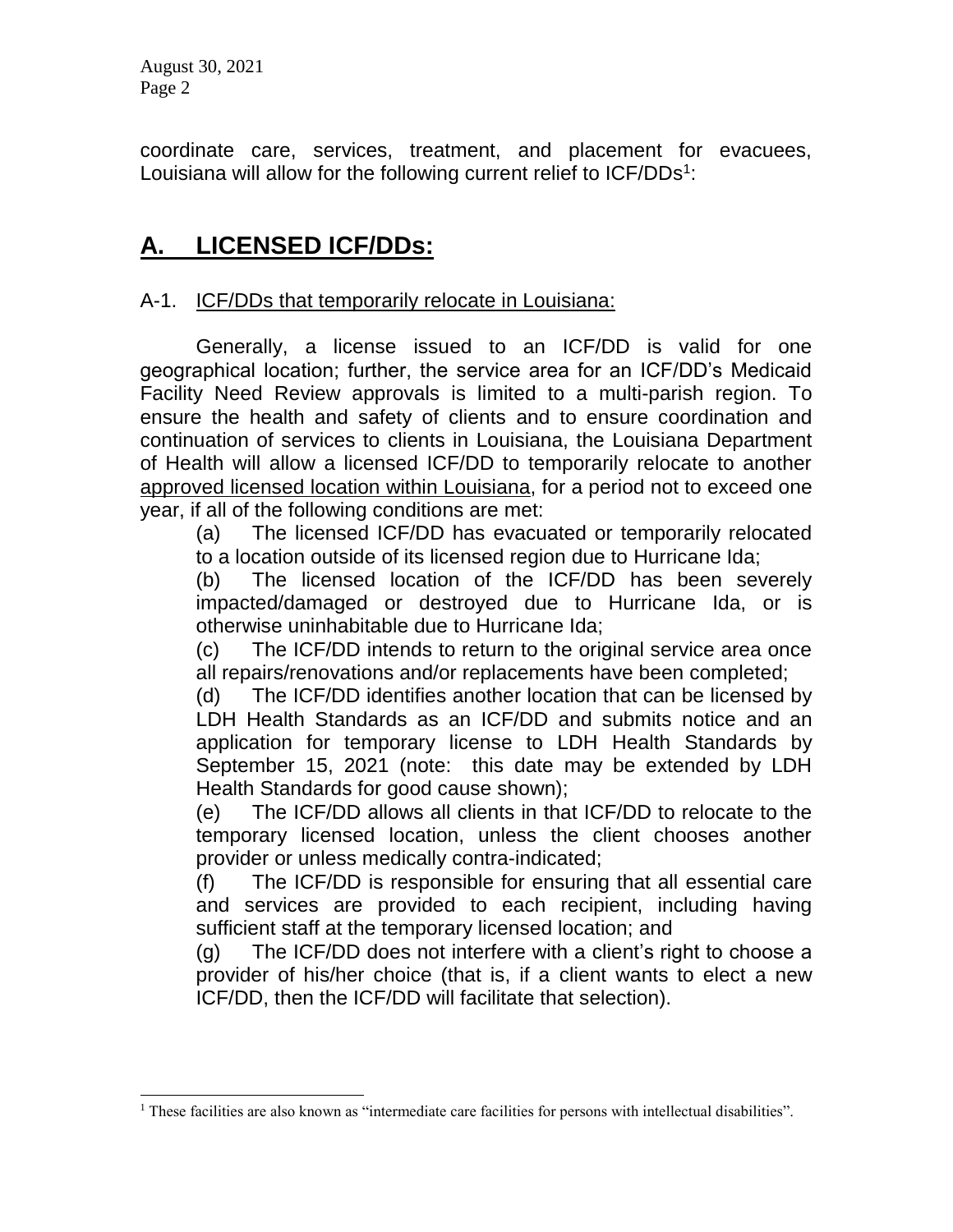coordinate care, services, treatment, and placement for evacuees, Louisiana will allow for the following current relief to ICF/DDs[1]:

## A. LICENSED ICF/DDs:

A-1. ICF/DDs that temporarily relocate in Louisiana:

Generally, a license issued to an ICF/DD is valid for one geographical location; further, the service area for an ICF/DD's Medicaid Facility Need Review approvals is limited to a multi-parish region. To ensure the health and safety of clients and to ensure coordination and continuation of services to clients in Louisiana, the Louisiana Department of Health will allow a licensed ICF/DD to temporarily relocate to another approved licensed location within Louisiana, for a period not to exceed one year, if all of the following conditions are met:

(a) The licensed ICF/DD has evacuated or temporarily relocated to a location outside of its licensed region due to Hurricane Ida;

(b) The licensed location of the ICF/DD has been severely impacted/damaged or destroyed due to Hurricane Ida, or is otherwise uninhabitable due to Hurricane Ida;

(c) The ICF/DD intends to return to the original service area once all repairs/renovations and/or replacements have been completed;

(d) The ICF/DD identifies another location that can be licensed by LDH Health Standards as an ICF/DD and submits notice and an application for temporary license to LDH Health Standards by September 15, 2021 (note: this date may be extended by LDH Health Standards for good cause shown);

(e) The ICF/DD allows all clients in that ICF/DD to relocate to the temporary licensed location, unless the client chooses another provider or unless medically contra-indicated;

(f) The ICF/DD is responsible for ensuring that all essential care and services are provided to each recipient, including having sufficient staff at the temporary licensed location; and

(g) The ICF/DD does not interfere with a client's right to choose a provider of his/her choice (that is, if a client wants to elect a new ICF/DD, then the ICF/DD will facilitate that selection).

[1] These facilities are also known as "intermediate care facilities for persons with intellectual disabilities".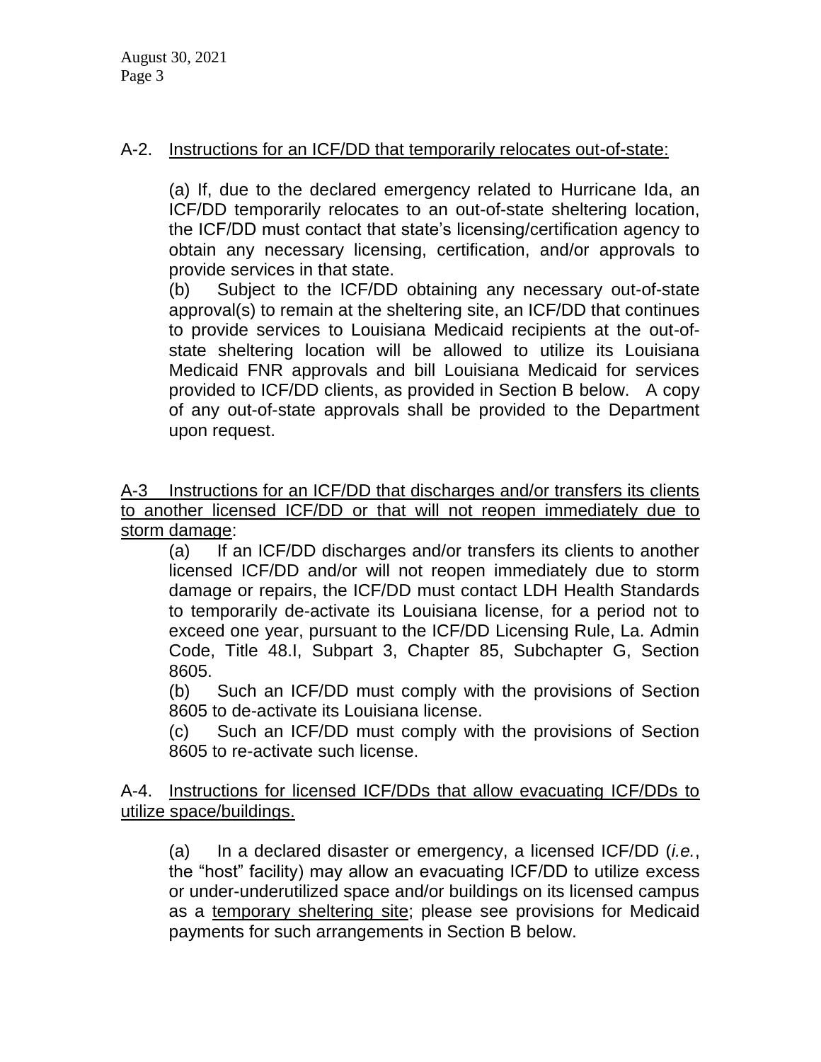A-2. Instructions for an ICF/DD that temporarily relocates out-of-state:

(a) If, due to the declared emergency related to Hurricane Ida, an ICF/DD temporarily relocates to an out-of-state sheltering location, the ICF/DD must contact that state's licensing/certification agency to obtain any necessary licensing, certification, and/or approvals to provide services in that state.

(b) Subject to the ICF/DD obtaining any necessary out-of-state approval(s) to remain at the sheltering site, an ICF/DD that continues to provide services to Louisiana Medicaid recipients at the out-of-state sheltering location will be allowed to utilize its Louisiana Medicaid FNR approvals and bill Louisiana Medicaid for services provided to ICF/DD clients, as provided in Section B below. A copy of any out-of-state approvals shall be provided to the Department upon request.

A-3 Instructions for an ICF/DD that discharges and/or transfers its clients to another licensed ICF/DD or that will not reopen immediately due to storm damage:

(a) If an ICF/DD discharges and/or transfers its clients to another licensed ICF/DD and/or will not reopen immediately due to storm damage or repairs, the ICF/DD must contact LDH Health Standards to temporarily de-activate its Louisiana license, for a period not to exceed one year, pursuant to the ICF/DD Licensing Rule, La. Admin Code, Title 48.I, Subpart 3, Chapter 85, Subchapter G, Section 8605.

(b) Such an ICF/DD must comply with the provisions of Section 8605 to de-activate its Louisiana license.

(c) Such an ICF/DD must comply with the provisions of Section 8605 to re-activate such license.

A-4. Instructions for licensed ICF/DDs that allow evacuating ICF/DDs to utilize space/buildings.

(a) In a declared disaster or emergency, a licensed ICF/DD (*i.e.*, the "host" facility) may allow an evacuating ICF/DD to utilize excess or under-underutilized space and/or buildings on its licensed campus as a temporary sheltering site; please see provisions for Medicaid payments for such arrangements in Section B below.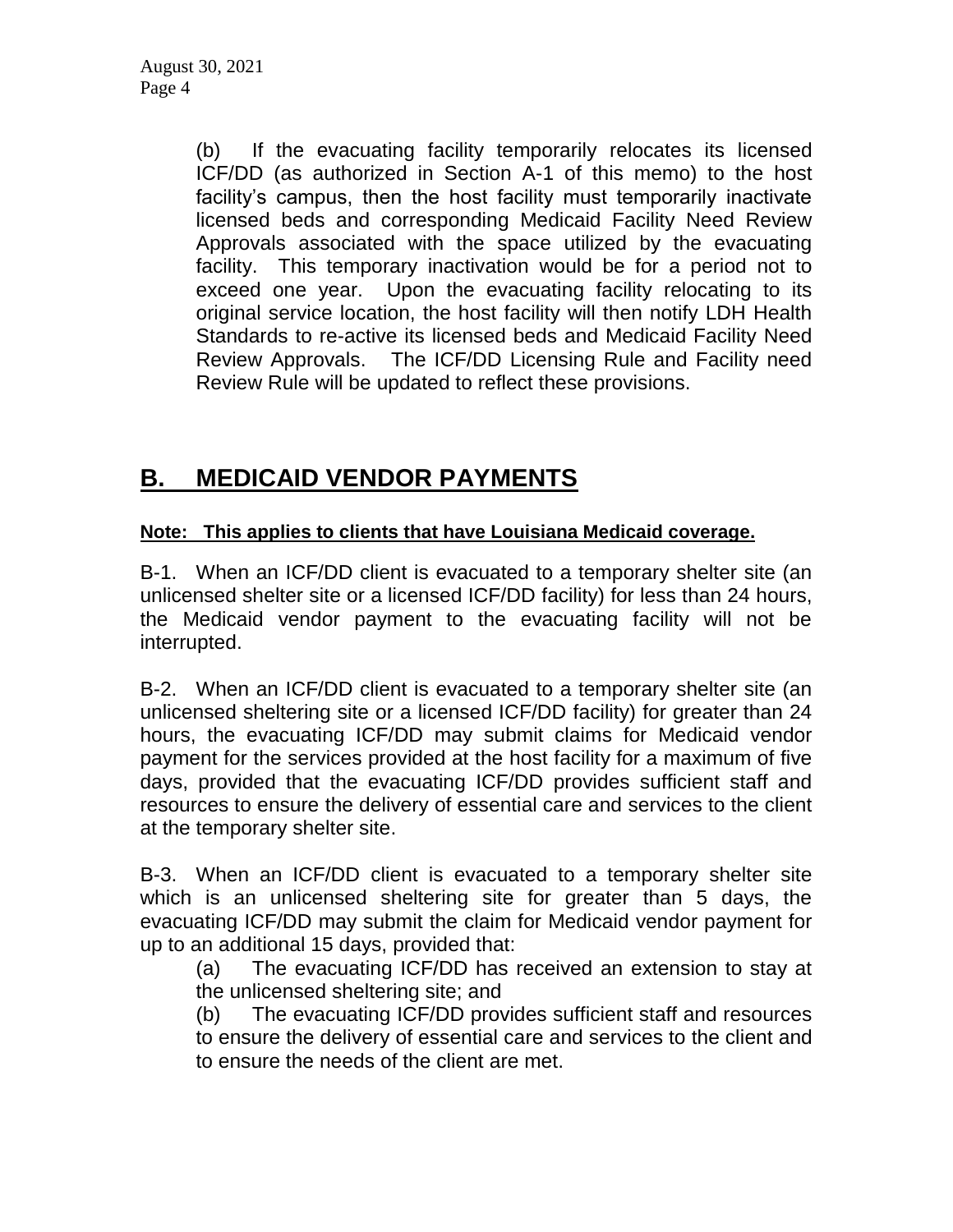(b) If the evacuating facility temporarily relocates its licensed ICF/DD (as authorized in Section A-1 of this memo) to the host facility's campus, then the host facility must temporarily inactivate licensed beds and corresponding Medicaid Facility Need Review Approvals associated with the space utilized by the evacuating facility. This temporary inactivation would be for a period not to exceed one year. Upon the evacuating facility relocating to its original service location, the host facility will then notify LDH Health Standards to re-active its licensed beds and Medicaid Facility Need Review Approvals. The ICF/DD Licensing Rule and Facility need Review Rule will be updated to reflect these provisions.

## B. MEDICAID VENDOR PAYMENTS

**Note: This applies to clients that have Louisiana Medicaid coverage.**

B-1. When an ICF/DD client is evacuated to a temporary shelter site (an unlicensed shelter site or a licensed ICF/DD facility) for less than 24 hours, the Medicaid vendor payment to the evacuating facility will not be interrupted.

B-2. When an ICF/DD client is evacuated to a temporary shelter site (an unlicensed sheltering site or a licensed ICF/DD facility) for greater than 24 hours, the evacuating ICF/DD may submit claims for Medicaid vendor payment for the services provided at the host facility for a maximum of five days, provided that the evacuating ICF/DD provides sufficient staff and resources to ensure the delivery of essential care and services to the client at the temporary shelter site.

B-3. When an ICF/DD client is evacuated to a temporary shelter site which is an unlicensed sheltering site for greater than 5 days, the evacuating ICF/DD may submit the claim for Medicaid vendor payment for up to an additional 15 days, provided that:

(a) The evacuating ICF/DD has received an extension to stay at the unlicensed sheltering site; and

(b) The evacuating ICF/DD provides sufficient staff and resources to ensure the delivery of essential care and services to the client and to ensure the needs of the client are met.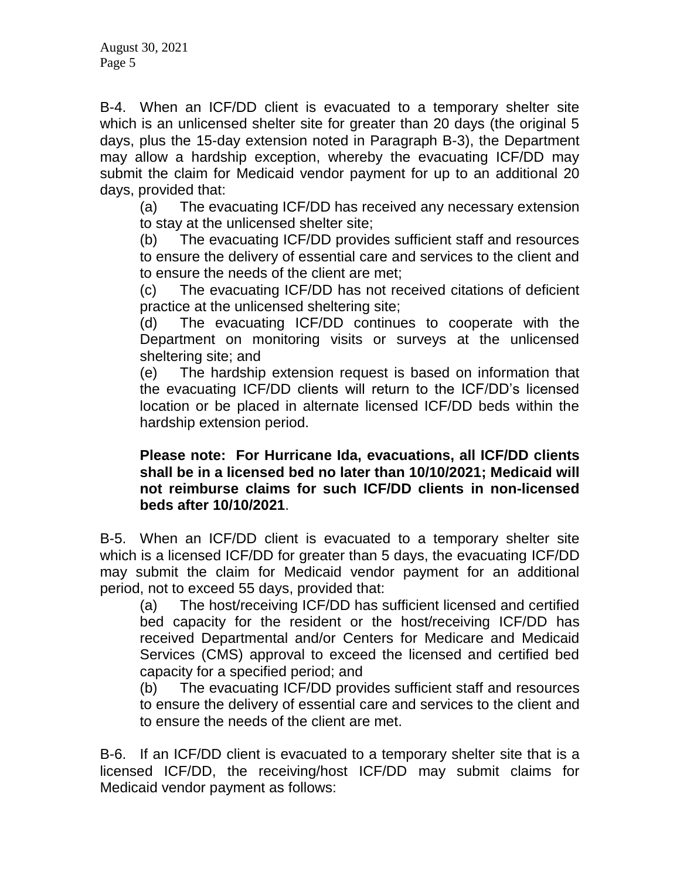B-4. When an ICF/DD client is evacuated to a temporary shelter site which is an unlicensed shelter site for greater than 20 days (the original 5 days, plus the 15-day extension noted in Paragraph B-3), the Department may allow a hardship exception, whereby the evacuating ICF/DD may submit the claim for Medicaid vendor payment for up to an additional 20 days, provided that:

(a) The evacuating ICF/DD has received any necessary extension to stay at the unlicensed shelter site;

(b) The evacuating ICF/DD provides sufficient staff and resources to ensure the delivery of essential care and services to the client and to ensure the needs of the client are met;

(c) The evacuating ICF/DD has not received citations of deficient practice at the unlicensed sheltering site;

(d) The evacuating ICF/DD continues to cooperate with the Department on monitoring visits or surveys at the unlicensed sheltering site; and

(e) The hardship extension request is based on information that the evacuating ICF/DD clients will return to the ICF/DD's licensed location or be placed in alternate licensed ICF/DD beds within the hardship extension period.

**Please note: For Hurricane Ida, evacuations, all ICF/DD clients shall be in a licensed bed no later than 10/10/2021; Medicaid will not reimburse claims for such ICF/DD clients in non-licensed beds after 10/10/2021**.

B-5. When an ICF/DD client is evacuated to a temporary shelter site which is a licensed ICF/DD for greater than 5 days, the evacuating ICF/DD may submit the claim for Medicaid vendor payment for an additional period, not to exceed 55 days, provided that:

(a) The host/receiving ICF/DD has sufficient licensed and certified bed capacity for the resident or the host/receiving ICF/DD has received Departmental and/or Centers for Medicare and Medicaid Services (CMS) approval to exceed the licensed and certified bed capacity for a specified period; and

(b) The evacuating ICF/DD provides sufficient staff and resources to ensure the delivery of essential care and services to the client and to ensure the needs of the client are met.

B-6. If an ICF/DD client is evacuated to a temporary shelter site that is a licensed ICF/DD, the receiving/host ICF/DD may submit claims for Medicaid vendor payment as follows: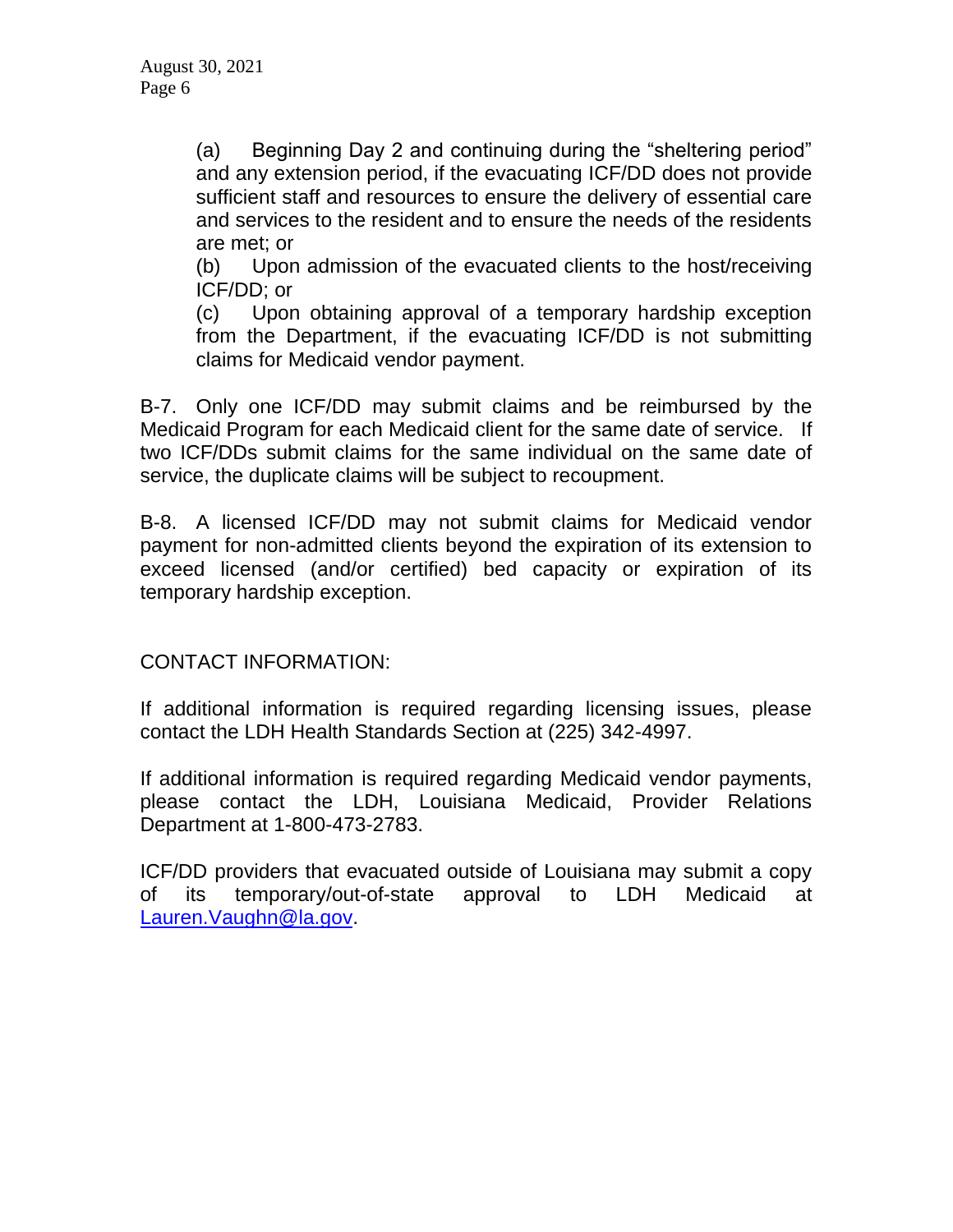(a) Beginning Day 2 and continuing during the "sheltering period" and any extension period, if the evacuating ICF/DD does not provide sufficient staff and resources to ensure the delivery of essential care and services to the resident and to ensure the needs of the residents are met; or

(b) Upon admission of the evacuated clients to the host/receiving ICF/DD; or

(c) Upon obtaining approval of a temporary hardship exception from the Department, if the evacuating ICF/DD is not submitting claims for Medicaid vendor payment.

B-7. Only one ICF/DD may submit claims and be reimbursed by the Medicaid Program for each Medicaid client for the same date of service. If two ICF/DDs submit claims for the same individual on the same date of service, the duplicate claims will be subject to recoupment.

B-8. A licensed ICF/DD may not submit claims for Medicaid vendor payment for non-admitted clients beyond the expiration of its extension to exceed licensed (and/or certified) bed capacity or expiration of its temporary hardship exception.

CONTACT INFORMATION:

If additional information is required regarding licensing issues, please contact the LDH Health Standards Section at (225) 342-4997.

If additional information is required regarding Medicaid vendor payments, please contact the LDH, Louisiana Medicaid, Provider Relations Department at 1-800-473-2783.

ICF/DD providers that evacuated outside of Louisiana may submit a copy of its temporary/out-of-state approval to LDH Medicaid at Lauren.Vaughn@la.gov.